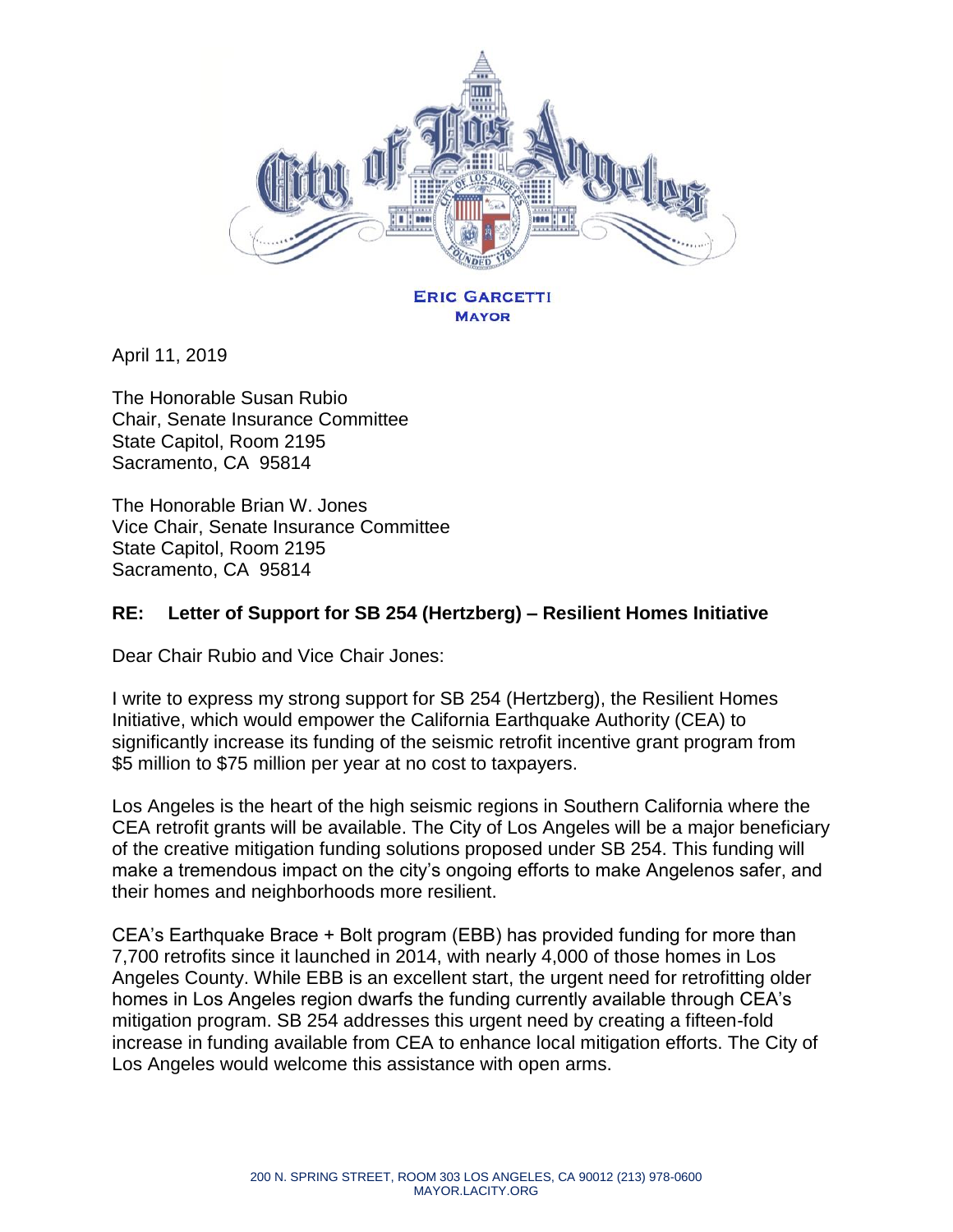**ERIC GARCETTI**
**MAYOR**

April 11, 2019

The Honorable Susan Rubio
Chair, Senate Insurance Committee
State Capitol, Room 2195
Sacramento, CA 95814

The Honorable Brian W. Jones
Vice Chair, Senate Insurance Committee
State Capitol, Room 2195
Sacramento, CA 95814

**RE: Letter of Support for SB 254 (Hertzberg) – Resilient Homes Initiative**

Dear Chair Rubio and Vice Chair Jones:

I write to express my strong support for SB 254 (Hertzberg), the Resilient Homes Initiative, which would empower the California Earthquake Authority (CEA) to significantly increase its funding of the seismic retrofit incentive grant program from $5 million to $75 million per year at no cost to taxpayers.

Los Angeles is the heart of the high seismic regions in Southern California where the CEA retrofit grants will be available. The City of Los Angeles will be a major beneficiary of the creative mitigation funding solutions proposed under SB 254. This funding will make a tremendous impact on the city's ongoing efforts to make Angelenos safer, and their homes and neighborhoods more resilient.

CEA's Earthquake Brace + Bolt program (EBB) has provided funding for more than 7,700 retrofits since it launched in 2014, with nearly 4,000 of those homes in Los Angeles County. While EBB is an excellent start, the urgent need for retrofitting older homes in Los Angeles region dwarfs the funding currently available through CEA's mitigation program. SB 254 addresses this urgent need by creating a fifteen-fold increase in funding available from CEA to enhance local mitigation efforts. The City of Los Angeles would welcome this assistance with open arms.

200 N. SPRING STREET, ROOM 303 LOS ANGELES, CA 90012 (213) 978-0600
MAYOR.LACITY.ORG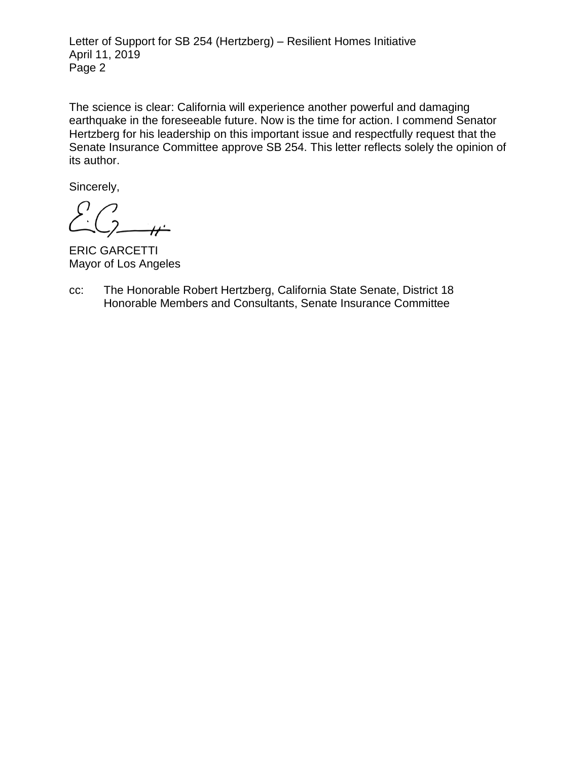The science is clear: California will experience another powerful and damaging earthquake in the foreseeable future. Now is the time for action. I commend Senator Hertzberg for his leadership on this important issue and respectfully request that the Senate Insurance Committee approve SB 254. This letter reflects solely the opinion of its author.

Sincerely,

ERIC GARCETTI
Mayor of Los Angeles

cc: The Honorable Robert Hertzberg, California State Senate, District 18
Honorable Members and Consultants, Senate Insurance Committee